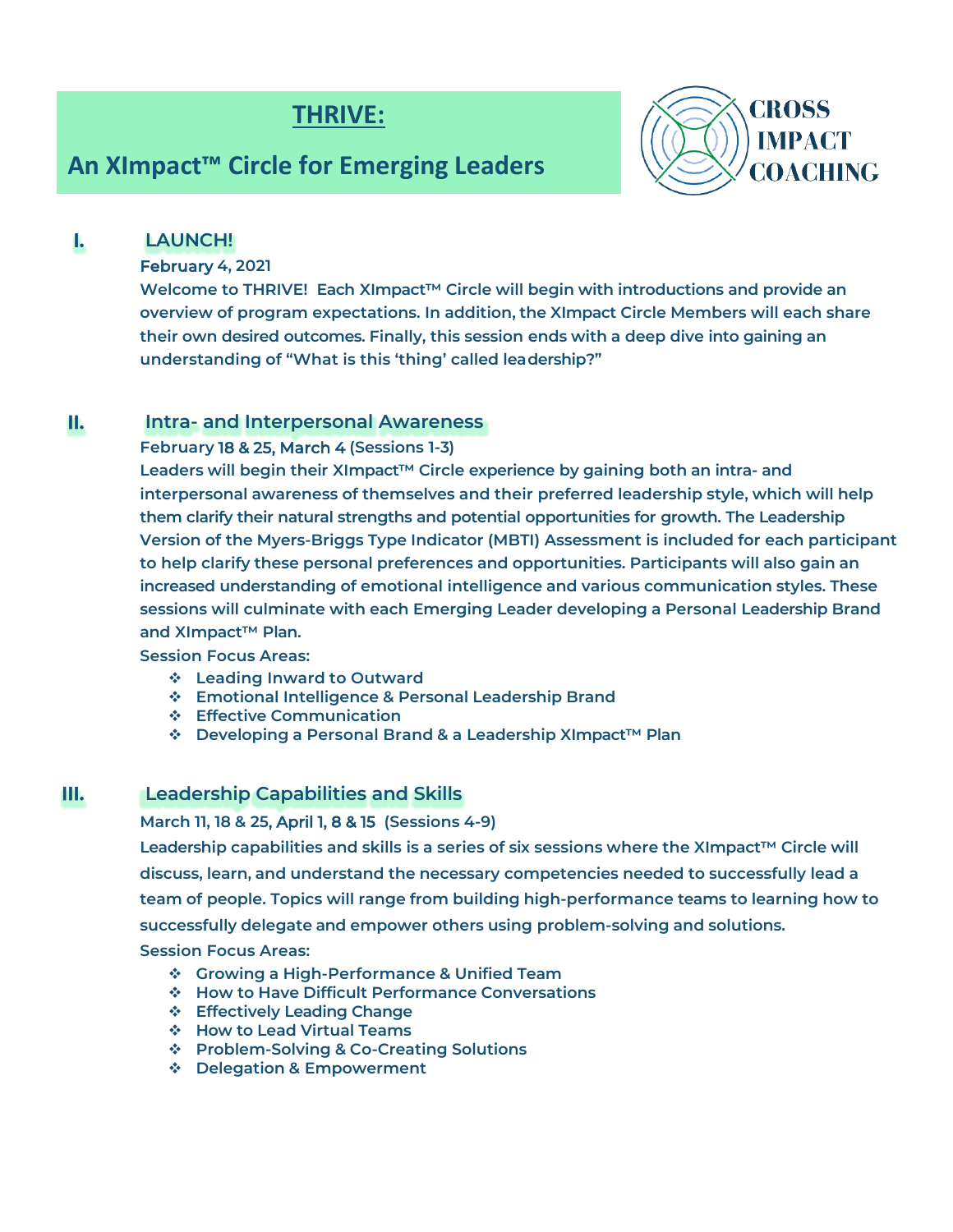# THRIVE:

## An XImpact™ Circle for Emerging Leaders

CROSS IMPACT COACHING

## I. LAUNCH!

**February 4, 2021**

Welcome to THRIVE! Each XImpact™ Circle will begin with introductions and provide an overview of program expectations. In addition, the XImpact Circle Members will each share their own desired outcomes. Finally, this session ends with a deep dive into gaining an understanding of "What is this 'thing' called leadership?"

## II. Intra- and Interpersonal Awareness

**February 18 & 25, March 4 (Sessions 1-3)**

Leaders will begin their XImpact™ Circle experience by gaining both an intra- and interpersonal awareness of themselves and their preferred leadership style, which will help them clarify their natural strengths and potential opportunities for growth. The Leadership Version of the Myers-Briggs Type Indicator (MBTI) Assessment is included for each participant to help clarify these personal preferences and opportunities. Participants will also gain an increased understanding of emotional intelligence and various communication styles. These sessions will culminate with each Emerging Leader developing a Personal Leadership Brand and XImpact™ Plan.

Session Focus Areas:

- Leading Inward to Outward
- Emotional Intelligence & Personal Leadership Brand
- Effective Communication
- Developing a Personal Brand & a Leadership XImpact™ Plan

## III. Leadership Capabilities and Skills

**March 11, 18 & 25, April 1, 8 & 15 (Sessions 4-9)**

Leadership capabilities and skills is a series of six sessions where the XImpact™ Circle will discuss, learn, and understand the necessary competencies needed to successfully lead a team of people. Topics will range from building high-performance teams to learning how to successfully delegate and empower others using problem-solving and solutions.

Session Focus Areas:

- Growing a High-Performance & Unified Team
- How to Have Difficult Performance Conversations
- Effectively Leading Change
- How to Lead Virtual Teams
- Problem-Solving & Co-Creating Solutions
- Delegation & Empowerment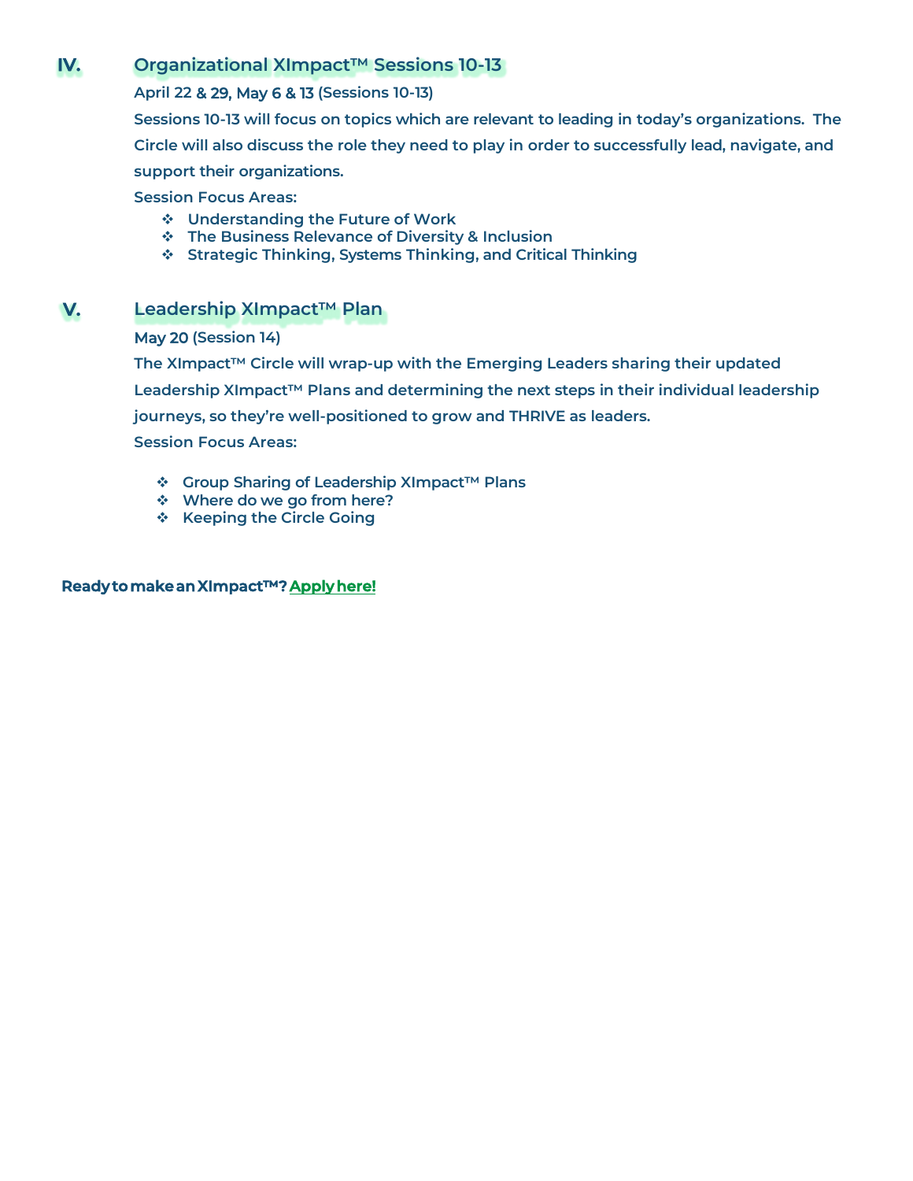## IV. Organizational XImpact™ Sessions 10-13

April 22 & 29, May 6 & 13 (Sessions 10-13)

Sessions 10-13 will focus on topics which are relevant to leading in today's organizations. The Circle will also discuss the role they need to play in order to successfully lead, navigate, and support their organizations.

Session Focus Areas:

- Understanding the Future of Work
- The Business Relevance of Diversity & Inclusion
- Strategic Thinking, Systems Thinking, and Critical Thinking

## V. Leadership XImpact™ Plan

May 20 (Session 14)

The XImpact™ Circle will wrap-up with the Emerging Leaders sharing their updated Leadership XImpact™ Plans and determining the next steps in their individual leadership journeys, so they're well-positioned to grow and THRIVE as leaders.

Session Focus Areas:

- Group Sharing of Leadership XImpact™ Plans
- Where do we go from here?
- Keeping the Circle Going

**Ready to make an XImpact™? Apply here!**